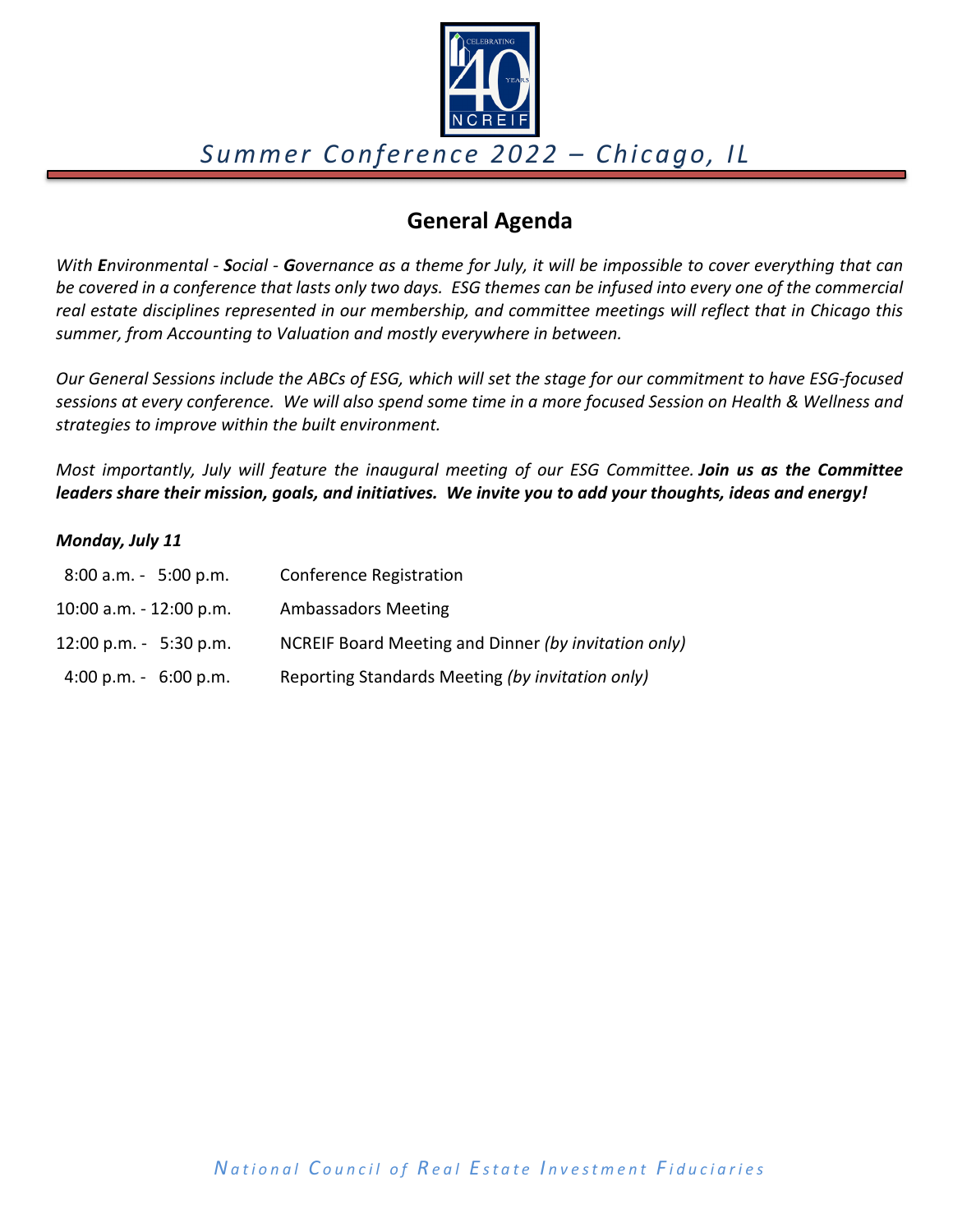# Summer Conference 2022 – Chicago, IL

## General Agenda

*With **E**nvironmental - **S**ocial - **G**overnance as a theme for July, it will be impossible to cover everything that can be covered in a conference that lasts only two days. ESG themes can be infused into every one of the commercial real estate disciplines represented in our membership, and committee meetings will reflect that in Chicago this summer, from Accounting to Valuation and mostly everywhere in between.*

*Our General Sessions include the ABCs of ESG, which will set the stage for our commitment to have ESG-focused sessions at every conference. We will also spend some time in a more focused Session on Health & Wellness and strategies to improve within the built environment.*

*Most importantly, July will feature the inaugural meeting of our ESG Committee.* ***Join us as the Committee leaders share their mission, goals, and initiatives. We invite you to add your thoughts, ideas and energy!***

***Monday, July 11***

| | |
|---|---|
| 8:00 a.m. - 5:00 p.m. | Conference Registration |
| 10:00 a.m. - 12:00 p.m. | Ambassadors Meeting |
| 12:00 p.m. - 5:30 p.m. | NCREIF Board Meeting and Dinner *(by invitation only)* |
| 4:00 p.m. - 6:00 p.m. | Reporting Standards Meeting *(by invitation only)* |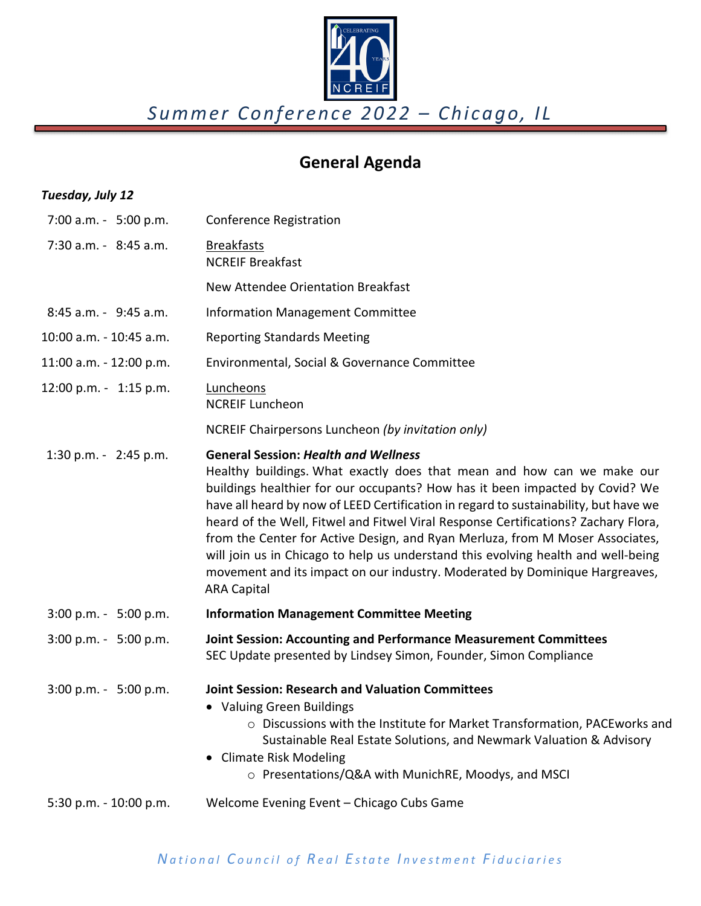*Summer Conference 2022 – Chicago, IL*

## General Agenda

***Tuesday, July 12***

| | |
|---|---|
| 7:00 a.m. - 5:00 p.m. | Conference Registration |
| 7:30 a.m. - 8:45 a.m. | Breakfasts<br>NCREIF Breakfast<br><br>New Attendee Orientation Breakfast |
| 8:45 a.m. - 9:45 a.m. | Information Management Committee |
| 10:00 a.m. - 10:45 a.m. | Reporting Standards Meeting |
| 11:00 a.m. - 12:00 p.m. | Environmental, Social & Governance Committee |
| 12:00 p.m. - 1:15 p.m. | Luncheons<br>NCREIF Luncheon<br><br>NCREIF Chairpersons Luncheon *(by invitation only)* |
| 1:30 p.m. - 2:45 p.m. | **General Session: *Health and Wellness***<br>Healthy buildings. What exactly does that mean and how can we make our buildings healthier for our occupants? How has it been impacted by Covid? We have all heard by now of LEED Certification in regard to sustainability, but have we heard of the Well, Fitwel and Fitwel Viral Response Certifications? Zachary Flora, from the Center for Active Design, and Ryan Merluza, from M Moser Associates, will join us in Chicago to help us understand this evolving health and well-being movement and its impact on our industry. Moderated by Dominique Hargreaves, ARA Capital |
| 3:00 p.m. - 5:00 p.m. | **Information Management Committee Meeting** |
| 3:00 p.m. - 5:00 p.m. | **Joint Session: Accounting and Performance Measurement Committees**<br>SEC Update presented by Lindsey Simon, Founder, Simon Compliance |
| 3:00 p.m. - 5:00 p.m. | **Joint Session: Research and Valuation Committees**<br>• Valuing Green Buildings<br>&nbsp;&nbsp;&nbsp;&nbsp;○ Discussions with the Institute for Market Transformation, PACEworks and Sustainable Real Estate Solutions, and Newmark Valuation & Advisory<br>• Climate Risk Modeling<br>&nbsp;&nbsp;&nbsp;&nbsp;○ Presentations/Q&A with MunichRE, Moodys, and MSCI |
| 5:30 p.m. - 10:00 p.m. | Welcome Evening Event – Chicago Cubs Game |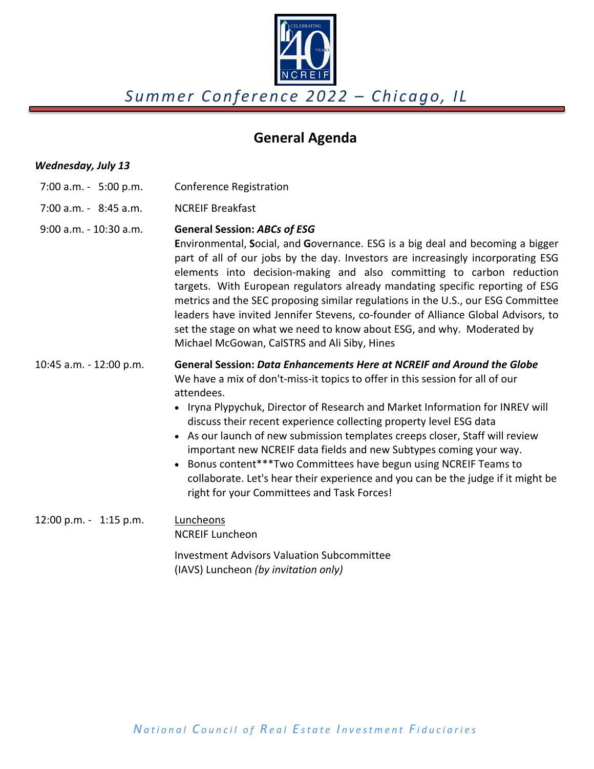*Summer Conference 2022 – Chicago, IL*

## General Agenda

***Wednesday, July 13***

| | |
|---|---|
| 7:00 a.m. - 5:00 p.m. | Conference Registration |
| 7:00 a.m. - 8:45 a.m. | NCREIF Breakfast |
| 9:00 a.m. - 10:30 a.m. | **General Session: *ABCs of ESG*** **E**nvironmental, **S**ocial, and **G**overnance. ESG is a big deal and becoming a bigger part of all of our jobs by the day. Investors are increasingly incorporating ESG elements into decision-making and also committing to carbon reduction targets. With European regulators already mandating specific reporting of ESG metrics and the SEC proposing similar regulations in the U.S., our ESG Committee leaders have invited Jennifer Stevens, co-founder of Alliance Global Advisors, to set the stage on what we need to know about ESG, and why. Moderated by Michael McGowan, CalSTRS and Ali Siby, Hines |
| 10:45 a.m. - 12:00 p.m. | **General Session: *Data Enhancements Here at NCREIF and Around the Globe*** We have a mix of don't-miss-it topics to offer in this session for all of our attendees. • Iryna Plypychuk, Director of Research and Market Information for INREV will discuss their recent experience collecting property level ESG data • As our launch of new submission templates creeps closer, Staff will review important new NCREIF data fields and new Subtypes coming your way. • Bonus content***Two Committees have begun using NCREIF Teams to collaborate. Let's hear their experience and you can be the judge if it might be right for your Committees and Task Forces! |
| 12:00 p.m. - 1:15 p.m. | <u>Luncheons</u> NCREIF Luncheon Investment Advisors Valuation Subcommittee (IAVS) Luncheon *(by invitation only)* |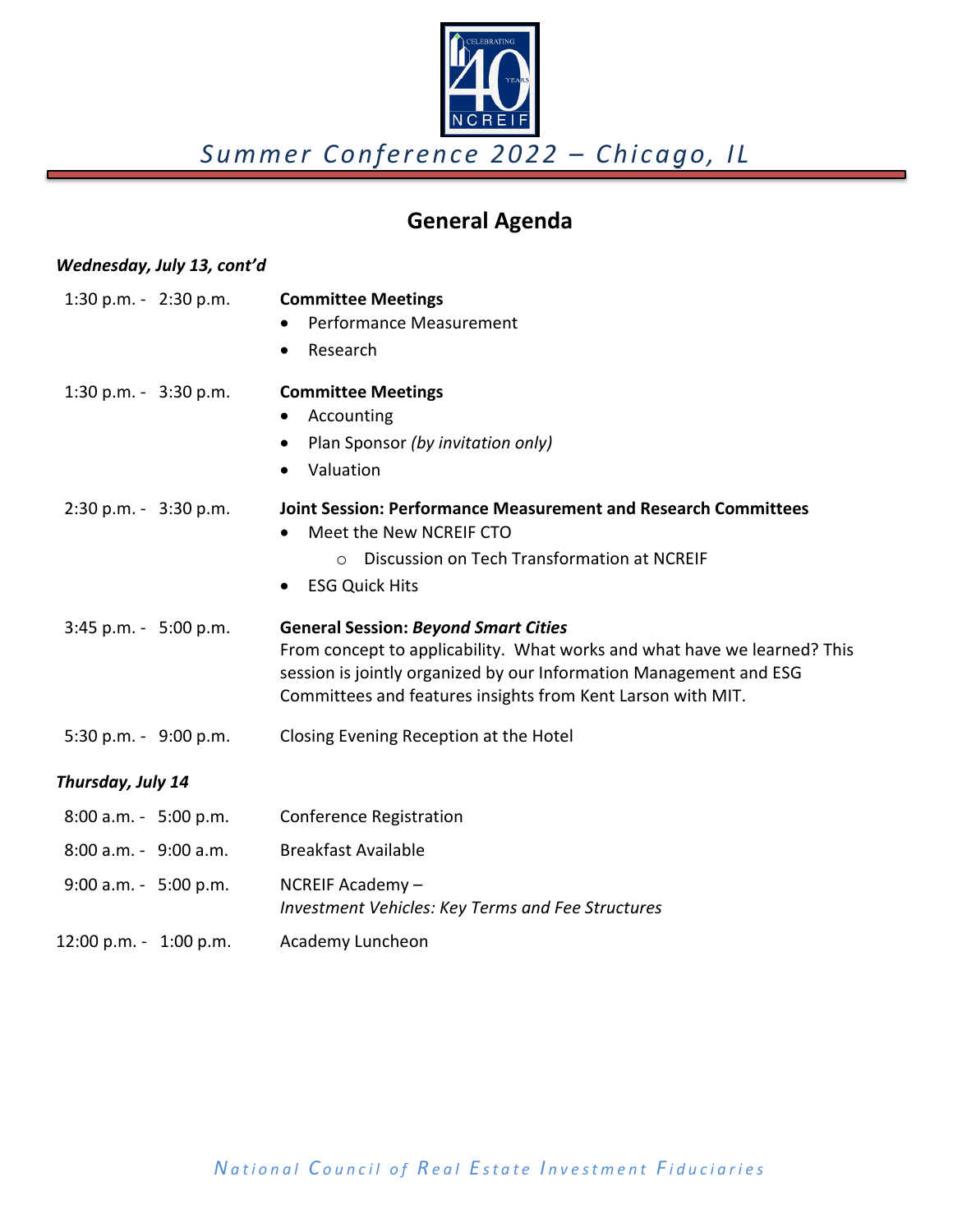# Summer Conference 2022 – Chicago, IL

## General Agenda

***Wednesday, July 13, cont'd***

1:30 p.m. - 2:30 p.m. **Committee Meetings**
- Performance Measurement
- Research

1:30 p.m. - 3:30 p.m. **Committee Meetings**
- Accounting
- Plan Sponsor *(by invitation only)*
- Valuation

2:30 p.m. - 3:30 p.m. **Joint Session: Performance Measurement and Research Committees**
- Meet the New NCREIF CTO
  - Discussion on Tech Transformation at NCREIF
- ESG Quick Hits

3:45 p.m. - 5:00 p.m. **General Session: *Beyond Smart Cities***
From concept to applicability. What works and what have we learned? This session is jointly organized by our Information Management and ESG Committees and features insights from Kent Larson with MIT.

5:30 p.m. - 9:00 p.m. Closing Evening Reception at the Hotel

***Thursday, July 14***

8:00 a.m. - 5:00 p.m. Conference Registration

8:00 a.m. - 9:00 a.m. Breakfast Available

9:00 a.m. - 5:00 p.m. NCREIF Academy – *Investment Vehicles: Key Terms and Fee Structures*

12:00 p.m. - 1:00 p.m. Academy Luncheon